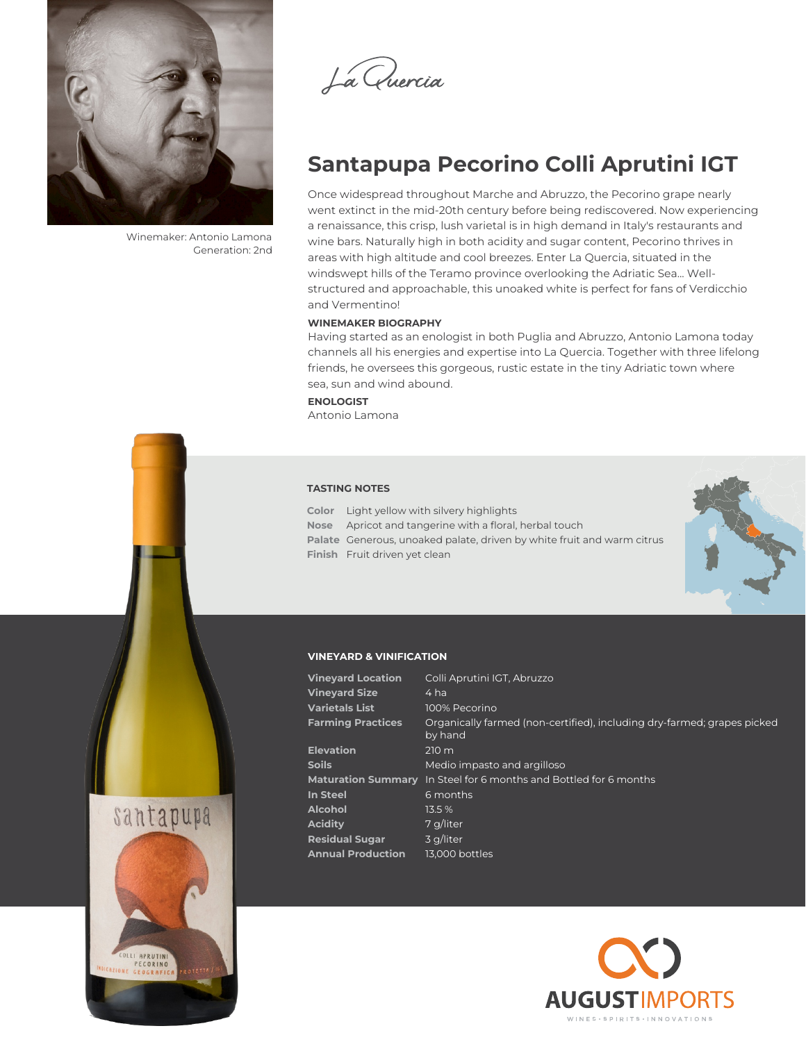Winemaker: Antonio Lamona
Generation: 2nd

La Quercia

# Santapupa Pecorino Colli Aprutini IGT

Once widespread throughout Marche and Abruzzo, the Pecorino grape nearly went extinct in the mid-20th century before being rediscovered. Now experiencing a renaissance, this crisp, lush varietal is in high demand in Italy's restaurants and wine bars. Naturally high in both acidity and sugar content, Pecorino thrives in areas with high altitude and cool breezes. Enter La Quercia, situated in the windswept hills of the Teramo province overlooking the Adriatic Sea... Well-structured and approachable, this unoaked white is perfect for fans of Verdicchio and Vermentino!

### WINEMAKER BIOGRAPHY

Having started as an enologist in both Puglia and Abruzzo, Antonio Lamona today channels all his energies and expertise into La Quercia. Together with three lifelong friends, he oversees this gorgeous, rustic estate in the tiny Adriatic town where sea, sun and wind abound.

### ENOLOGIST

Antonio Lamona

### TASTING NOTES

| | |
|---|---|
| **Color** | Light yellow with silvery highlights |
| **Nose** | Apricot and tangerine with a floral, herbal touch |
| **Palate** | Generous, unoaked palate, driven by white fruit and warm citrus |
| **Finish** | Fruit driven yet clean |

### VINEYARD & VINIFICATION

| | |
|---|---|
| **Vineyard Location** | Colli Aprutini IGT, Abruzzo |
| **Vineyard Size** | 4 ha |
| **Varietals List** | 100% Pecorino |
| **Farming Practices** | Organically farmed (non-certified), including dry-farmed; grapes picked by hand |
| **Elevation** | 210 m |
| **Soils** | Medio impasto and argilloso |
| **Maturation Summary** | In Steel for 6 months and Bottled for 6 months |
| **In Steel** | 6 months |
| **Alcohol** | 13.5 % |
| **Acidity** | 7 g/liter |
| **Residual Sugar** | 3 g/liter |
| **Annual Production** | 13,000 bottles |

AUGUST IMPORTS
WINES • SPIRITS • INNOVATIONS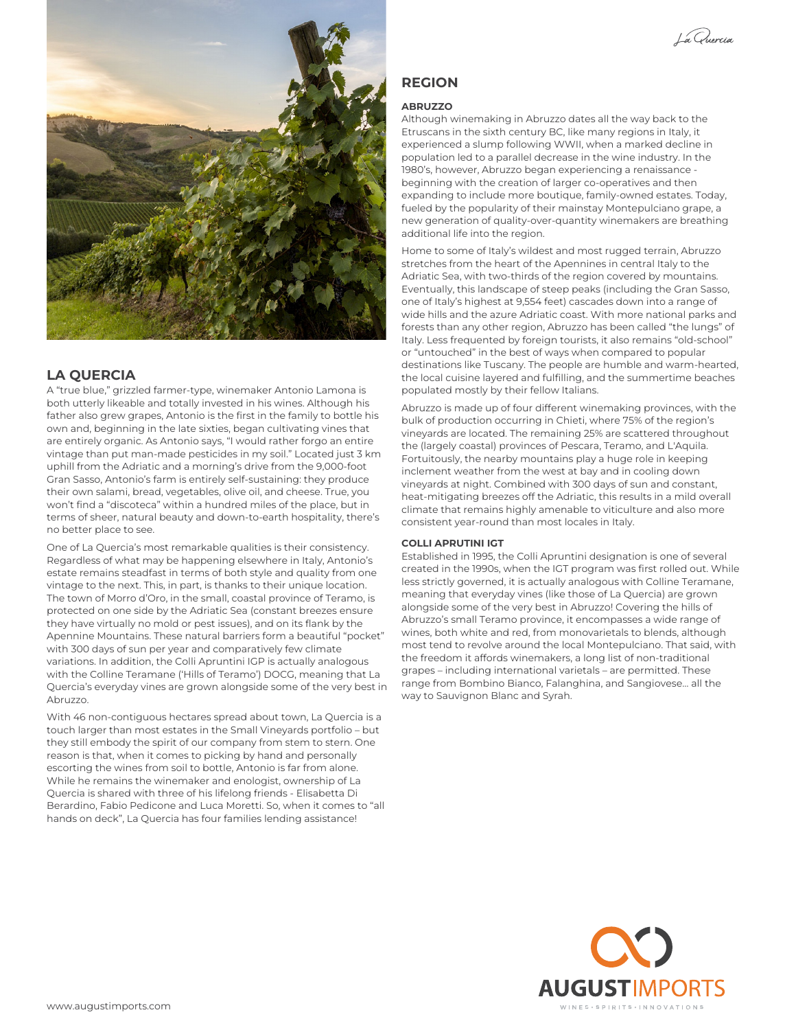## LA QUERCIA

A "true blue," grizzled farmer-type, winemaker Antonio Lamona is both utterly likeable and totally invested in his wines. Although his father also grew grapes, Antonio is the first in the family to bottle his own and, beginning in the late sixties, began cultivating vines that are entirely organic. As Antonio says, "I would rather forgo an entire vintage than put man-made pesticides in my soil." Located just 3 km uphill from the Adriatic and a morning's drive from the 9,000-foot Gran Sasso, Antonio's farm is entirely self-sustaining: they produce their own salami, bread, vegetables, olive oil, and cheese. True, you won't find a "discoteca" within a hundred miles of the place, but in terms of sheer, natural beauty and down-to-earth hospitality, there's no better place to see.

One of La Quercia's most remarkable qualities is their consistency. Regardless of what may be happening elsewhere in Italy, Antonio's estate remains steadfast in terms of both style and quality from one vintage to the next. This, in part, is thanks to their unique location. The town of Morro d'Oro, in the small, coastal province of Teramo, is protected on one side by the Adriatic Sea (constant breezes ensure they have virtually no mold or pest issues), and on its flank by the Apennine Mountains. These natural barriers form a beautiful "pocket" with 300 days of sun per year and comparatively few climate variations. In addition, the Colli Apruntini IGP is actually analogous with the Colline Teramane ('Hills of Teramo') DOCG, meaning that La Quercia's everyday vines are grown alongside some of the very best in Abruzzo.

With 46 non-contiguous hectares spread about town, La Quercia is a touch larger than most estates in the Small Vineyards portfolio – but they still embody the spirit of our company from stem to stern. One reason is that, when it comes to picking by hand and personally escorting the wines from soil to bottle, Antonio is far from alone. While he remains the winemaker and enologist, ownership of La Quercia is shared with three of his lifelong friends - Elisabetta Di Berardino, Fabio Pedicone and Luca Moretti. So, when it comes to "all hands on deck", La Quercia has four families lending assistance!

## REGION

### ABRUZZO

Although winemaking in Abruzzo dates all the way back to the Etruscans in the sixth century BC, like many regions in Italy, it experienced a slump following WWII, when a marked decline in population led to a parallel decrease in the wine industry. In the 1980's, however, Abruzzo began experiencing a renaissance - beginning with the creation of larger co-operatives and then expanding to include more boutique, family-owned estates. Today, fueled by the popularity of their mainstay Montepulciano grape, a new generation of quality-over-quantity winemakers are breathing additional life into the region.

Home to some of Italy's wildest and most rugged terrain, Abruzzo stretches from the heart of the Apennines in central Italy to the Adriatic Sea, with two-thirds of the region covered by mountains. Eventually, this landscape of steep peaks (including the Gran Sasso, one of Italy's highest at 9,554 feet) cascades down into a range of wide hills and the azure Adriatic coast. With more national parks and forests than any other region, Abruzzo has been called "the lungs" of Italy. Less frequented by foreign tourists, it also remains "old-school" or "untouched" in the best of ways when compared to popular destinations like Tuscany. The people are humble and warm-hearted, the local cuisine layered and fulfilling, and the summertime beaches populated mostly by their fellow Italians.

Abruzzo is made up of four different winemaking provinces, with the bulk of production occurring in Chieti, where 75% of the region's vineyards are located. The remaining 25% are scattered throughout the (largely coastal) provinces of Pescara, Teramo, and L'Aquila. Fortuitously, the nearby mountains play a huge role in keeping inclement weather from the west at bay and in cooling down vineyards at night. Combined with 300 days of sun and constant, heat-mitigating breezes off the Adriatic, this results in a mild overall climate that remains highly amenable to viticulture and also more consistent year-round than most locales in Italy.

### COLLI APRUTINI IGT

Established in 1995, the Colli Apruntini designation is one of several created in the 1990s, when the IGT program was first rolled out. While less strictly governed, it is actually analogous with Colline Teramane, meaning that everyday vines (like those of La Quercia) are grown alongside some of the very best in Abruzzo! Covering the hills of Abruzzo's small Teramo province, it encompasses a wide range of wines, both white and red, from monovarietals to blends, although most tend to revolve around the local Montepulciano. That said, with the freedom it affords winemakers, a long list of non-traditional grapes – including international varietals – are permitted. These range from Bombino Bianco, Falanghina, and Sangiovese... all the way to Sauvignon Blanc and Syrah.

www.augustimports.com